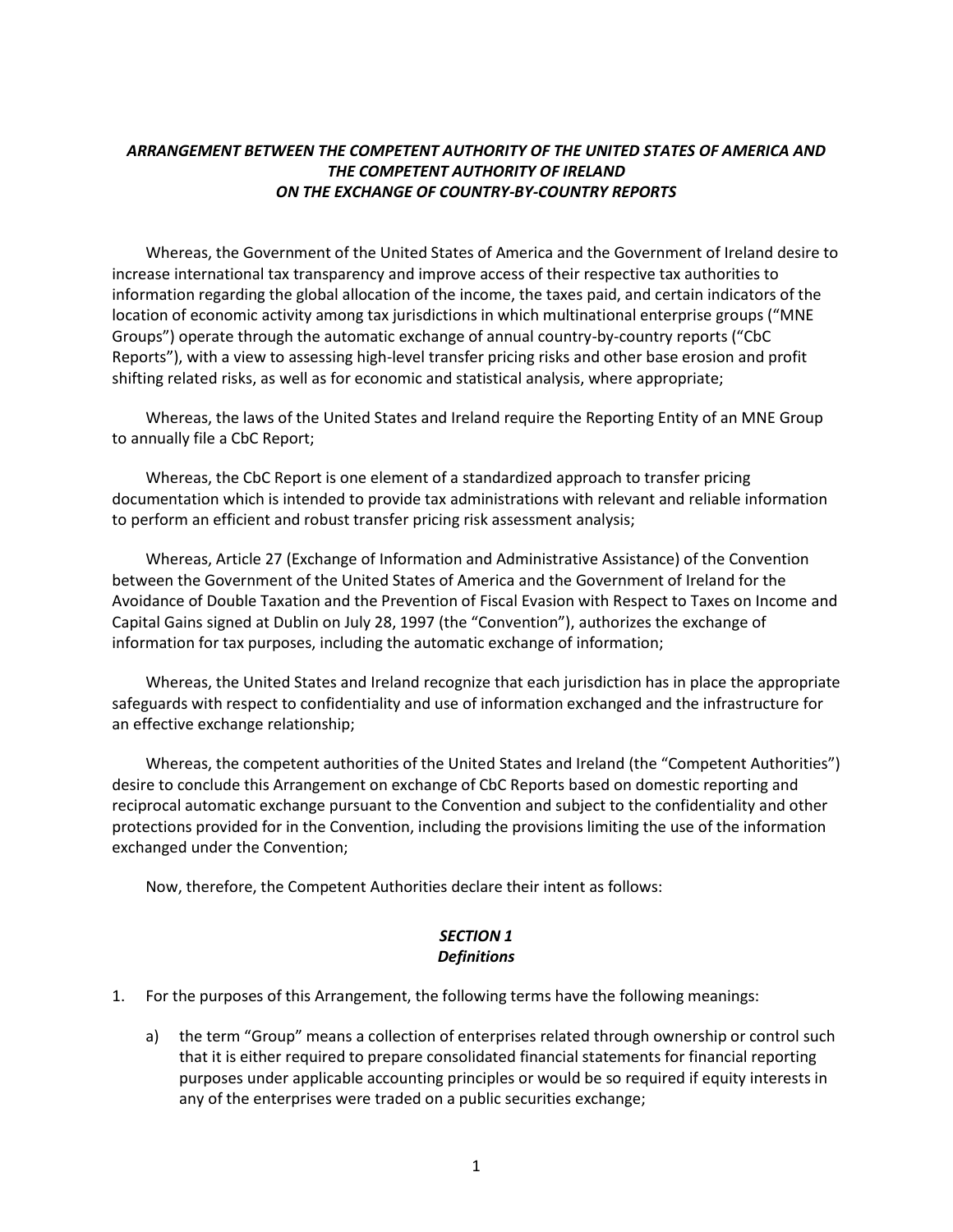# *ARRANGEMENT BETWEEN THE COMPETENT AUTHORITY OF THE UNITED STATES OF AMERICA AND THE COMPETENT AUTHORITY OF IRELAND ON THE EXCHANGE OF COUNTRY-BY-COUNTRY REPORTS*

Whereas, the Government of the United States of America and the Government of Ireland desire to increase international tax transparency and improve access of their respective tax authorities to information regarding the global allocation of the income, the taxes paid, and certain indicators of the location of economic activity among tax jurisdictions in which multinational enterprise groups ("MNE Groups") operate through the automatic exchange of annual country-by-country reports ("CbC Reports"), with a view to assessing high-level transfer pricing risks and other base erosion and profit shifting related risks, as well as for economic and statistical analysis, where appropriate;

Whereas, the laws of the United States and Ireland require the Reporting Entity of an MNE Group to annually file a CbC Report;

Whereas, the CbC Report is one element of a standardized approach to transfer pricing documentation which is intended to provide tax administrations with relevant and reliable information to perform an efficient and robust transfer pricing risk assessment analysis;

Whereas, Article 27 (Exchange of Information and Administrative Assistance) of the Convention between the Government of the United States of America and the Government of Ireland for the Avoidance of Double Taxation and the Prevention of Fiscal Evasion with Respect to Taxes on Income and Capital Gains signed at Dublin on July 28, 1997 (the "Convention"), authorizes the exchange of information for tax purposes, including the automatic exchange of information;

Whereas, the United States and Ireland recognize that each jurisdiction has in place the appropriate safeguards with respect to confidentiality and use of information exchanged and the infrastructure for an effective exchange relationship;

Whereas, the competent authorities of the United States and Ireland (the "Competent Authorities") desire to conclude this Arrangement on exchange of CbC Reports based on domestic reporting and reciprocal automatic exchange pursuant to the Convention and subject to the confidentiality and other protections provided for in the Convention, including the provisions limiting the use of the information exchanged under the Convention;

Now, therefore, the Competent Authorities declare their intent as follows:

## *SECTION 1*
## *Definitions*

1. For the purposes of this Arrangement, the following terms have the following meanings:

   a) the term "Group" means a collection of enterprises related through ownership or control such that it is either required to prepare consolidated financial statements for financial reporting purposes under applicable accounting principles or would be so required if equity interests in any of the enterprises were traded on a public securities exchange;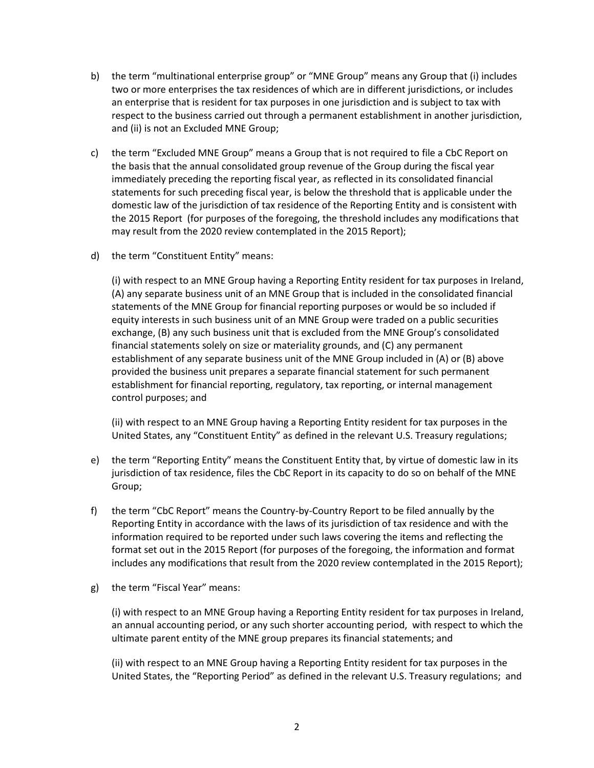b) the term "multinational enterprise group" or "MNE Group" means any Group that (i) includes two or more enterprises the tax residences of which are in different jurisdictions, or includes an enterprise that is resident for tax purposes in one jurisdiction and is subject to tax with respect to the business carried out through a permanent establishment in another jurisdiction, and (ii) is not an Excluded MNE Group;

c) the term "Excluded MNE Group" means a Group that is not required to file a CbC Report on the basis that the annual consolidated group revenue of the Group during the fiscal year immediately preceding the reporting fiscal year, as reflected in its consolidated financial statements for such preceding fiscal year, is below the threshold that is applicable under the domestic law of the jurisdiction of tax residence of the Reporting Entity and is consistent with the 2015 Report (for purposes of the foregoing, the threshold includes any modifications that may result from the 2020 review contemplated in the 2015 Report);

d) the term "Constituent Entity" means:

   (i) with respect to an MNE Group having a Reporting Entity resident for tax purposes in Ireland, (A) any separate business unit of an MNE Group that is included in the consolidated financial statements of the MNE Group for financial reporting purposes or would be so included if equity interests in such business unit of an MNE Group were traded on a public securities exchange, (B) any such business unit that is excluded from the MNE Group's consolidated financial statements solely on size or materiality grounds, and (C) any permanent establishment of any separate business unit of the MNE Group included in (A) or (B) above provided the business unit prepares a separate financial statement for such permanent establishment for financial reporting, regulatory, tax reporting, or internal management control purposes; and

   (ii) with respect to an MNE Group having a Reporting Entity resident for tax purposes in the United States, any "Constituent Entity" as defined in the relevant U.S. Treasury regulations;

e) the term "Reporting Entity" means the Constituent Entity that, by virtue of domestic law in its jurisdiction of tax residence, files the CbC Report in its capacity to do so on behalf of the MNE Group;

f) the term "CbC Report" means the Country-by-Country Report to be filed annually by the Reporting Entity in accordance with the laws of its jurisdiction of tax residence and with the information required to be reported under such laws covering the items and reflecting the format set out in the 2015 Report (for purposes of the foregoing, the information and format includes any modifications that result from the 2020 review contemplated in the 2015 Report);

g) the term "Fiscal Year" means:

   (i) with respect to an MNE Group having a Reporting Entity resident for tax purposes in Ireland, an annual accounting period, or any such shorter accounting period, with respect to which the ultimate parent entity of the MNE group prepares its financial statements; and

   (ii) with respect to an MNE Group having a Reporting Entity resident for tax purposes in the United States, the "Reporting Period" as defined in the relevant U.S. Treasury regulations; and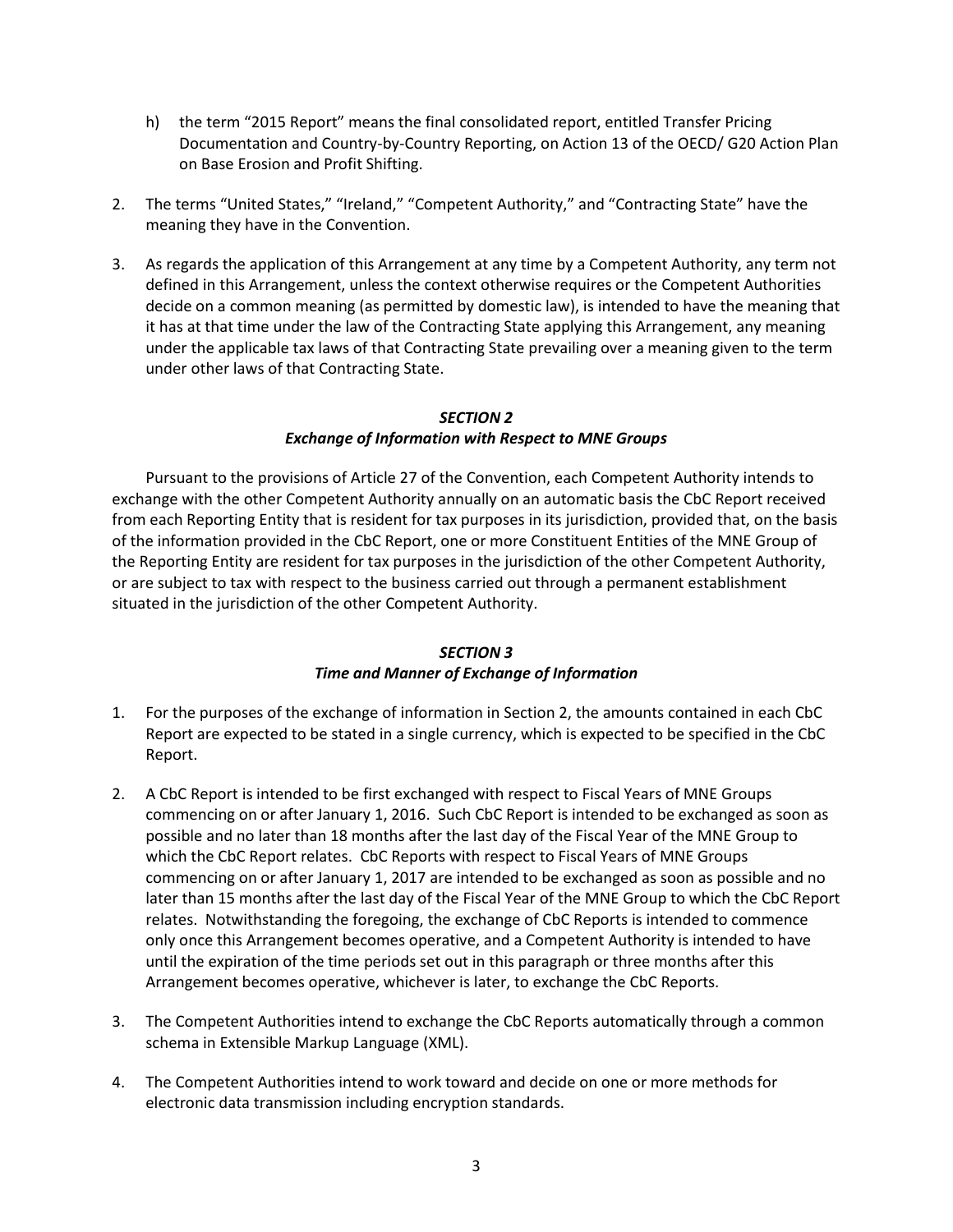h) the term "2015 Report" means the final consolidated report, entitled Transfer Pricing Documentation and Country-by-Country Reporting, on Action 13 of the OECD/ G20 Action Plan on Base Erosion and Profit Shifting.

2. The terms "United States," "Ireland," "Competent Authority," and "Contracting State" have the meaning they have in the Convention.

3. As regards the application of this Arrangement at any time by a Competent Authority, any term not defined in this Arrangement, unless the context otherwise requires or the Competent Authorities decide on a common meaning (as permitted by domestic law), is intended to have the meaning that it has at that time under the law of the Contracting State applying this Arrangement, any meaning under the applicable tax laws of that Contracting State prevailing over a meaning given to the term under other laws of that Contracting State.

### *SECTION 2*
### *Exchange of Information with Respect to MNE Groups*

Pursuant to the provisions of Article 27 of the Convention, each Competent Authority intends to exchange with the other Competent Authority annually on an automatic basis the CbC Report received from each Reporting Entity that is resident for tax purposes in its jurisdiction, provided that, on the basis of the information provided in the CbC Report, one or more Constituent Entities of the MNE Group of the Reporting Entity are resident for tax purposes in the jurisdiction of the other Competent Authority, or are subject to tax with respect to the business carried out through a permanent establishment situated in the jurisdiction of the other Competent Authority.

### *SECTION 3*
### *Time and Manner of Exchange of Information*

1. For the purposes of the exchange of information in Section 2, the amounts contained in each CbC Report are expected to be stated in a single currency, which is expected to be specified in the CbC Report.

2. A CbC Report is intended to be first exchanged with respect to Fiscal Years of MNE Groups commencing on or after January 1, 2016. Such CbC Report is intended to be exchanged as soon as possible and no later than 18 months after the last day of the Fiscal Year of the MNE Group to which the CbC Report relates. CbC Reports with respect to Fiscal Years of MNE Groups commencing on or after January 1, 2017 are intended to be exchanged as soon as possible and no later than 15 months after the last day of the Fiscal Year of the MNE Group to which the CbC Report relates. Notwithstanding the foregoing, the exchange of CbC Reports is intended to commence only once this Arrangement becomes operative, and a Competent Authority is intended to have until the expiration of the time periods set out in this paragraph or three months after this Arrangement becomes operative, whichever is later, to exchange the CbC Reports.

3. The Competent Authorities intend to exchange the CbC Reports automatically through a common schema in Extensible Markup Language (XML).

4. The Competent Authorities intend to work toward and decide on one or more methods for electronic data transmission including encryption standards.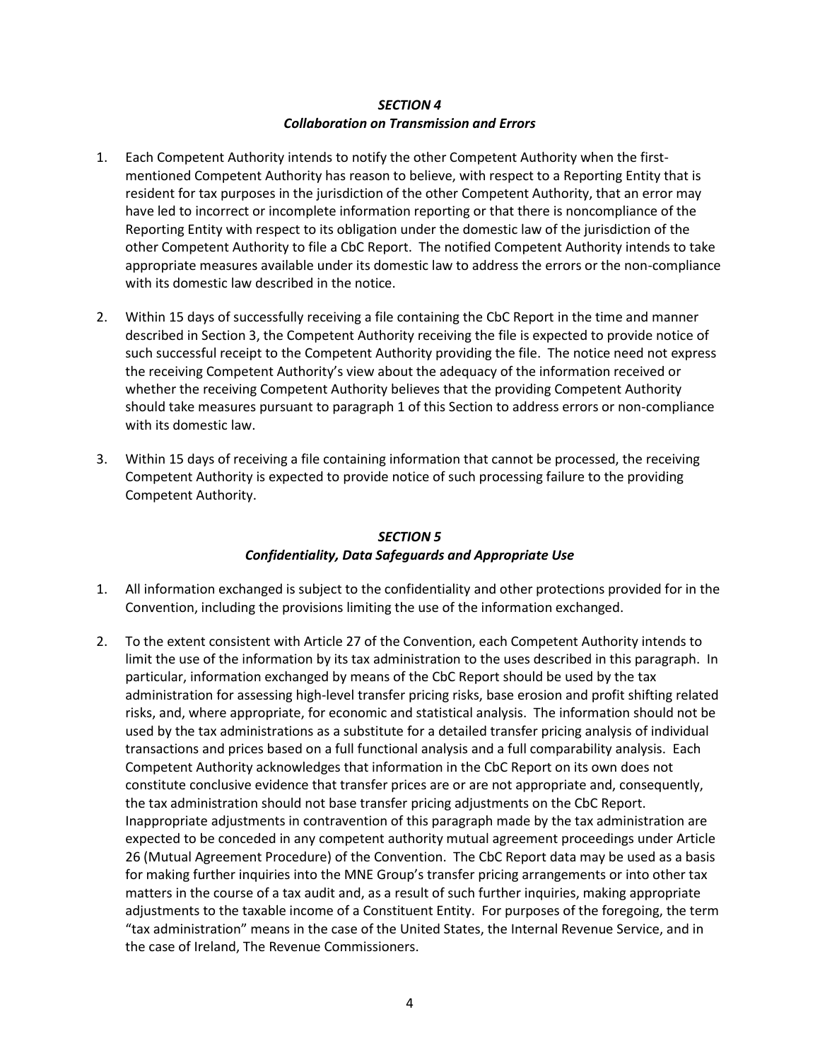## *SECTION 4*
## *Collaboration on Transmission and Errors*

1. Each Competent Authority intends to notify the other Competent Authority when the first-mentioned Competent Authority has reason to believe, with respect to a Reporting Entity that is resident for tax purposes in the jurisdiction of the other Competent Authority, that an error may have led to incorrect or incomplete information reporting or that there is noncompliance of the Reporting Entity with respect to its obligation under the domestic law of the jurisdiction of the other Competent Authority to file a CbC Report. The notified Competent Authority intends to take appropriate measures available under its domestic law to address the errors or the non-compliance with its domestic law described in the notice.

2. Within 15 days of successfully receiving a file containing the CbC Report in the time and manner described in Section 3, the Competent Authority receiving the file is expected to provide notice of such successful receipt to the Competent Authority providing the file. The notice need not express the receiving Competent Authority's view about the adequacy of the information received or whether the receiving Competent Authority believes that the providing Competent Authority should take measures pursuant to paragraph 1 of this Section to address errors or non-compliance with its domestic law.

3. Within 15 days of receiving a file containing information that cannot be processed, the receiving Competent Authority is expected to provide notice of such processing failure to the providing Competent Authority.

## *SECTION 5*
## *Confidentiality, Data Safeguards and Appropriate Use*

1. All information exchanged is subject to the confidentiality and other protections provided for in the Convention, including the provisions limiting the use of the information exchanged.

2. To the extent consistent with Article 27 of the Convention, each Competent Authority intends to limit the use of the information by its tax administration to the uses described in this paragraph. In particular, information exchanged by means of the CbC Report should be used by the tax administration for assessing high-level transfer pricing risks, base erosion and profit shifting related risks, and, where appropriate, for economic and statistical analysis. The information should not be used by the tax administrations as a substitute for a detailed transfer pricing analysis of individual transactions and prices based on a full functional analysis and a full comparability analysis. Each Competent Authority acknowledges that information in the CbC Report on its own does not constitute conclusive evidence that transfer prices are or are not appropriate and, consequently, the tax administration should not base transfer pricing adjustments on the CbC Report. Inappropriate adjustments in contravention of this paragraph made by the tax administration are expected to be conceded in any competent authority mutual agreement proceedings under Article 26 (Mutual Agreement Procedure) of the Convention. The CbC Report data may be used as a basis for making further inquiries into the MNE Group's transfer pricing arrangements or into other tax matters in the course of a tax audit and, as a result of such further inquiries, making appropriate adjustments to the taxable income of a Constituent Entity. For purposes of the foregoing, the term "tax administration" means in the case of the United States, the Internal Revenue Service, and in the case of Ireland, The Revenue Commissioners.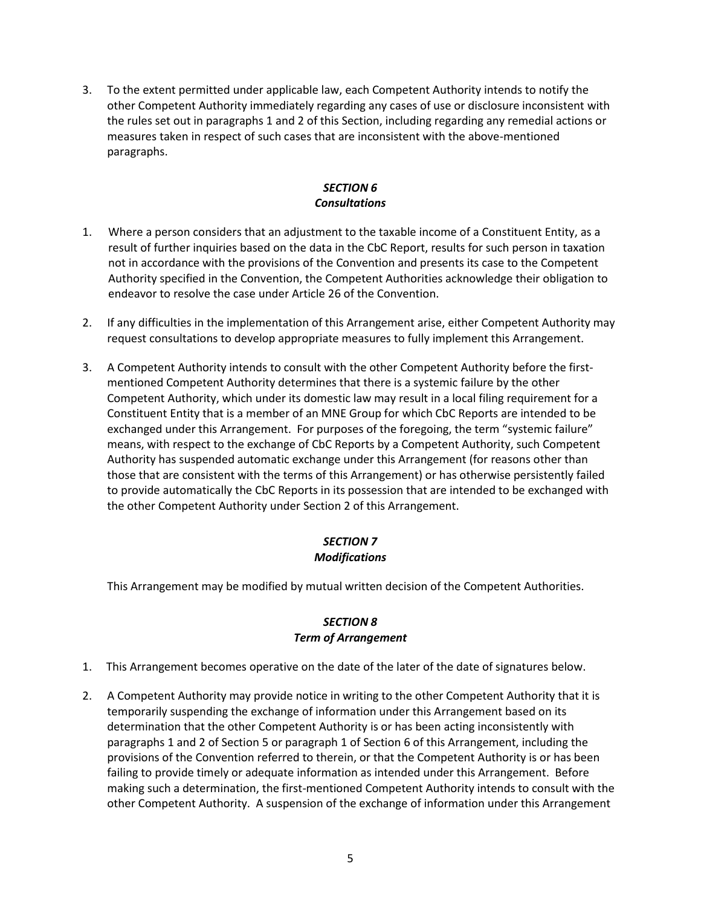3. To the extent permitted under applicable law, each Competent Authority intends to notify the other Competent Authority immediately regarding any cases of use or disclosure inconsistent with the rules set out in paragraphs 1 and 2 of this Section, including regarding any remedial actions or measures taken in respect of such cases that are inconsistent with the above-mentioned paragraphs.

### *SECTION 6*
### *Consultations*

1. Where a person considers that an adjustment to the taxable income of a Constituent Entity, as a result of further inquiries based on the data in the CbC Report, results for such person in taxation not in accordance with the provisions of the Convention and presents its case to the Competent Authority specified in the Convention, the Competent Authorities acknowledge their obligation to endeavor to resolve the case under Article 26 of the Convention.

2. If any difficulties in the implementation of this Arrangement arise, either Competent Authority may request consultations to develop appropriate measures to fully implement this Arrangement.

3. A Competent Authority intends to consult with the other Competent Authority before the first-mentioned Competent Authority determines that there is a systemic failure by the other Competent Authority, which under its domestic law may result in a local filing requirement for a Constituent Entity that is a member of an MNE Group for which CbC Reports are intended to be exchanged under this Arrangement. For purposes of the foregoing, the term "systemic failure" means, with respect to the exchange of CbC Reports by a Competent Authority, such Competent Authority has suspended automatic exchange under this Arrangement (for reasons other than those that are consistent with the terms of this Arrangement) or has otherwise persistently failed to provide automatically the CbC Reports in its possession that are intended to be exchanged with the other Competent Authority under Section 2 of this Arrangement.

### *SECTION 7*
### *Modifications*

This Arrangement may be modified by mutual written decision of the Competent Authorities.

### *SECTION 8*
### *Term of Arrangement*

1. This Arrangement becomes operative on the date of the later of the date of signatures below.

2. A Competent Authority may provide notice in writing to the other Competent Authority that it is temporarily suspending the exchange of information under this Arrangement based on its determination that the other Competent Authority is or has been acting inconsistently with paragraphs 1 and 2 of Section 5 or paragraph 1 of Section 6 of this Arrangement, including the provisions of the Convention referred to therein, or that the Competent Authority is or has been failing to provide timely or adequate information as intended under this Arrangement. Before making such a determination, the first-mentioned Competent Authority intends to consult with the other Competent Authority. A suspension of the exchange of information under this Arrangement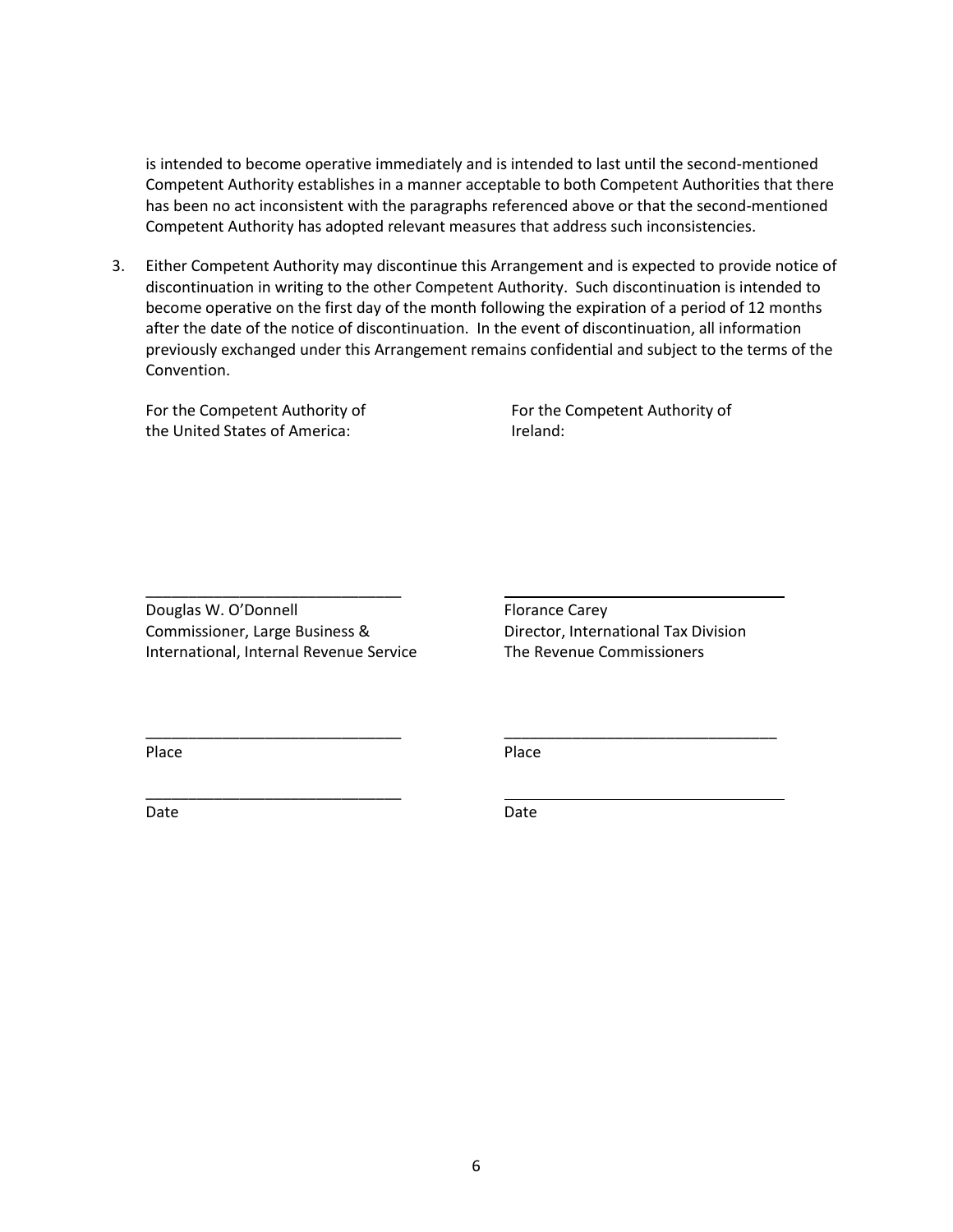is intended to become operative immediately and is intended to last until the second-mentioned Competent Authority establishes in a manner acceptable to both Competent Authorities that there has been no act inconsistent with the paragraphs referenced above or that the second-mentioned Competent Authority has adopted relevant measures that address such inconsistencies.

3. Either Competent Authority may discontinue this Arrangement and is expected to provide notice of discontinuation in writing to the other Competent Authority. Such discontinuation is intended to become operative on the first day of the month following the expiration of a period of 12 months after the date of the notice of discontinuation. In the event of discontinuation, all information previously exchanged under this Arrangement remains confidential and subject to the terms of the Convention.

For the Competent Authority of the United States of America:

\_\_\_\_\_\_\_\_\_\_\_\_\_\_\_\_\_\_\_\_\_\_\_\_\_\_\_\_\_\_

Douglas W. O'Donnell
Commissioner, Large Business & International, Internal Revenue Service

\_\_\_\_\_\_\_\_\_\_\_\_\_\_\_\_\_\_\_\_\_\_\_\_\_\_\_\_\_\_

Place

\_\_\_\_\_\_\_\_\_\_\_\_\_\_\_\_\_\_\_\_\_\_\_\_\_\_\_\_\_\_

Date

For the Competent Authority of Ireland:

\_\_\_\_\_\_\_\_\_\_\_\_\_\_\_\_\_\_\_\_\_\_\_\_\_\_\_\_\_\_

Florance Carey
Director, International Tax Division
The Revenue Commissioners

\_\_\_\_\_\_\_\_\_\_\_\_\_\_\_\_\_\_\_\_\_\_\_\_\_\_\_\_\_\_

Place

\_\_\_\_\_\_\_\_\_\_\_\_\_\_\_\_\_\_\_\_\_\_\_\_\_\_\_\_\_\_

Date